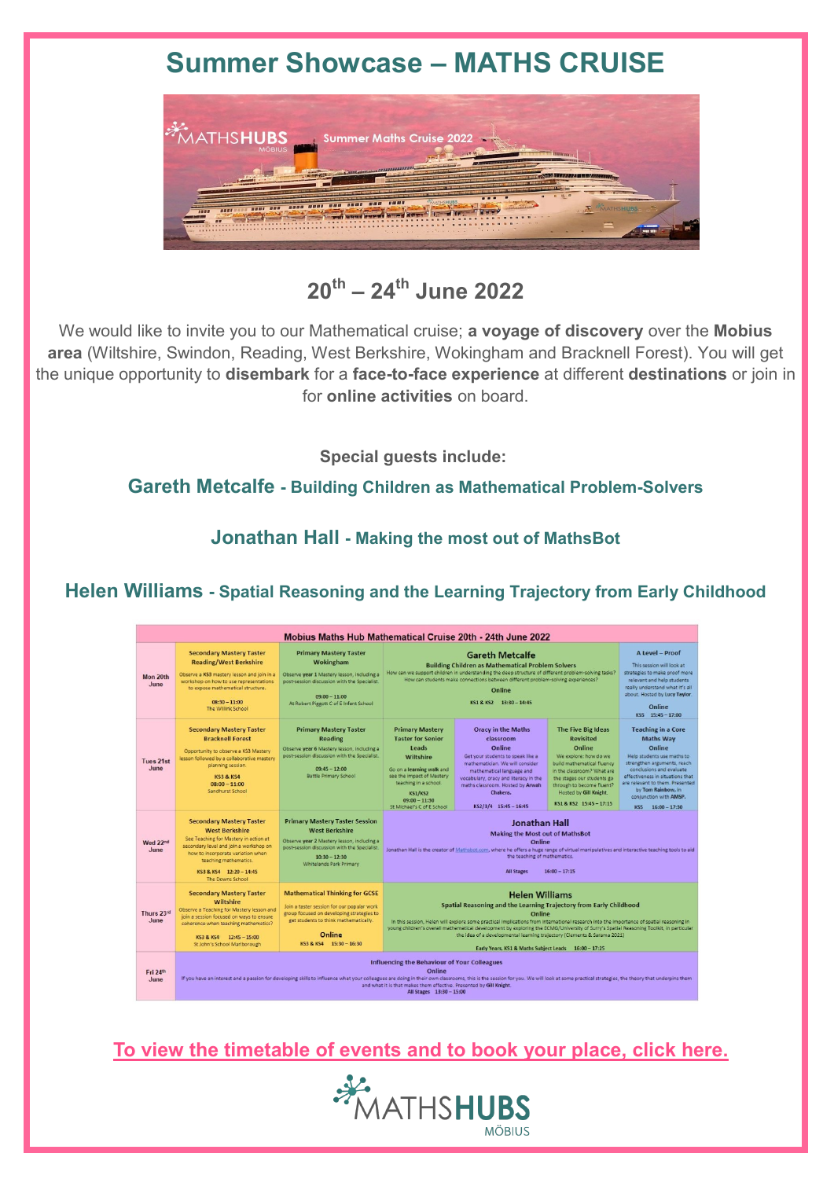# Summer Showcase – MATHS CRUISE

## 20th – 24th June 2022

We would like to invite you to our Mathematical cruise; **a voyage of discovery** over the **Mobius area** (Wiltshire, Swindon, Reading, West Berkshire, Wokingham and Bracknell Forest). You will get the unique opportunity to **disembark** for a **face-to-face experience** at different **destinations** or join in for **online activities** on board.

**Special guests include:**

**Gareth Metcalfe - Building Children as Mathematical Problem-Solvers**

**Jonathan Hall - Making the most out of MathsBot**

**Helen Williams - Spatial Reasoning and the Learning Trajectory from Early Childhood**

**Mobius Maths Hub Mathematical Cruise 20th - 24th June 2022**

| Day | Sessions | | | | | |
|---|---|---|---|---|---|---|
| Mon 20th June | **Secondary Mastery Taster Reading/West Berkshire** Observe a KS3 mastery lesson and join in a workshop on how to use representations to expose mathematical structure. 08:30 – 11:00 The Willink School | **Primary Mastery Taster Wokingham** Observe year 1 Mastery lesson, including a post-session discussion with the Specialist. 09:00 – 11:00 At Robert Piggott C of E Infant School | **Gareth Metcalfe** Building Children as Mathematical Problem Solvers. How can we support children in understanding the deep structure of different problem-solving tasks? How can students make connections between different problem-solving experiences? Online. KS1 & KS2 13:30 – 14:45 | | | **A Level – Proof** This session will look at strategies to make proof more relevant and help students really understand what it's all about. Hosted by Lucy Taylor. Online. KS5 15:45 – 17:00 |
| Tues 21st June | **Secondary Mastery Taster Bracknell Forest** Opportunity to observe a KS3 Mastery lesson followed by a collaborative mastery planning session. KS3 & KS4 08:00 – 11:00 Sandhurst School | **Primary Mastery Taster Reading** Observe year 6 Mastery lesson, including a post-session discussion with the Specialist. 09:45 – 12:00 Battle Primary School | **Primary Mastery Taster for Senior Leads Wiltshire** Go on a learning walk and see the impact of Mastery teaching in a school. KS1/KS2 09:00 – 11:30 St Michael's C of E School | **Oracy in the Maths classroom** Online. Get your students to speak like a mathematician. We will consider mathematical language and vocabulary, oracy and literacy in the maths classroom. Hosted by Arwah Chakera. KS2/3/4 15:45 – 16:45 | **The Five Big Ideas Revisited** Online. We explore: how do we build mathematical fluency in the classroom? What are the stages our students go through to become fluent? Hosted by Gill Knight. KS1 & KS2 15:45 – 17:15 | **Teaching in a Core Maths Way** Online. Help students use maths to strengthen arguments, reach conclusions and evaluate effectiveness in situations that are relevant to them. Presented by Tom Rainbow, in conjunction with AMSP. KS5 16:00 – 17:30 |
| Wed 22nd June | **Secondary Mastery Taster West Berkshire** See Teaching for Mastery in action at secondary level and join a workshop on how to incorporate variation when teaching mathematics. KS3 & KS4 12:20 – 14:45 The Downs School | **Primary Mastery Taster Session West Berkshire** Observe year 2 Mastery lesson, including a post-session discussion with the Specialist. 10:30 – 12:30 Whitelands Park Primary | **Jonathan Hall** Making the Most out of MathsBot. Online. Jonathan Hall is the creator of Mathsbot.com, where he offers a huge range of virtual manipulatives and interactive teaching tools to aid the teaching of mathematics. All Stages 16:00 – 17:15 | | | |
| Thurs 23rd June | **Secondary Mastery Taster Wiltshire** Observe a Teaching for Mastery lesson and join a session focused on ways to ensure coherence when teaching mathematics? KS3 & KS4 12:45 – 15:00 St John's School Marlborough | **Mathematical Thinking for GCSE** Join a taster session for our popular work group focused on developing strategies to get students to think mathematically. Online. KS3 & KS4 15:30 – 16:30 | **Helen Williams** Spatial Reasoning and the Learning Trajectory from Early Childhood. Online. In this session, Helen will explore some practical implications from international research into the importance of spatial reasoning in young children's overall mathematical development by exploring the ECMG/University of Surry's Spatial Reasoning Toolkit, in particular the idea of a developmental learning trajectory (Clements & Sarama 2021). Early Years, KS1 & Maths Subject Leads 16:00 – 17:25 | | | |
| Fri 24th June | **Influencing the Behaviour of Your Colleagues** Online. If you have an interest and a passion for developing skills to influence what your colleagues are doing in their own classrooms, this is the session for you. We will look at some practical strategies, the theory that underpins them and what it is that makes them effective. Presented by Gill Knight. All Stages 13:30 – 15:00 | | | | | |

**To view the timetable of events and to book your place, click here.**

MATHSHUBS MÖBIUS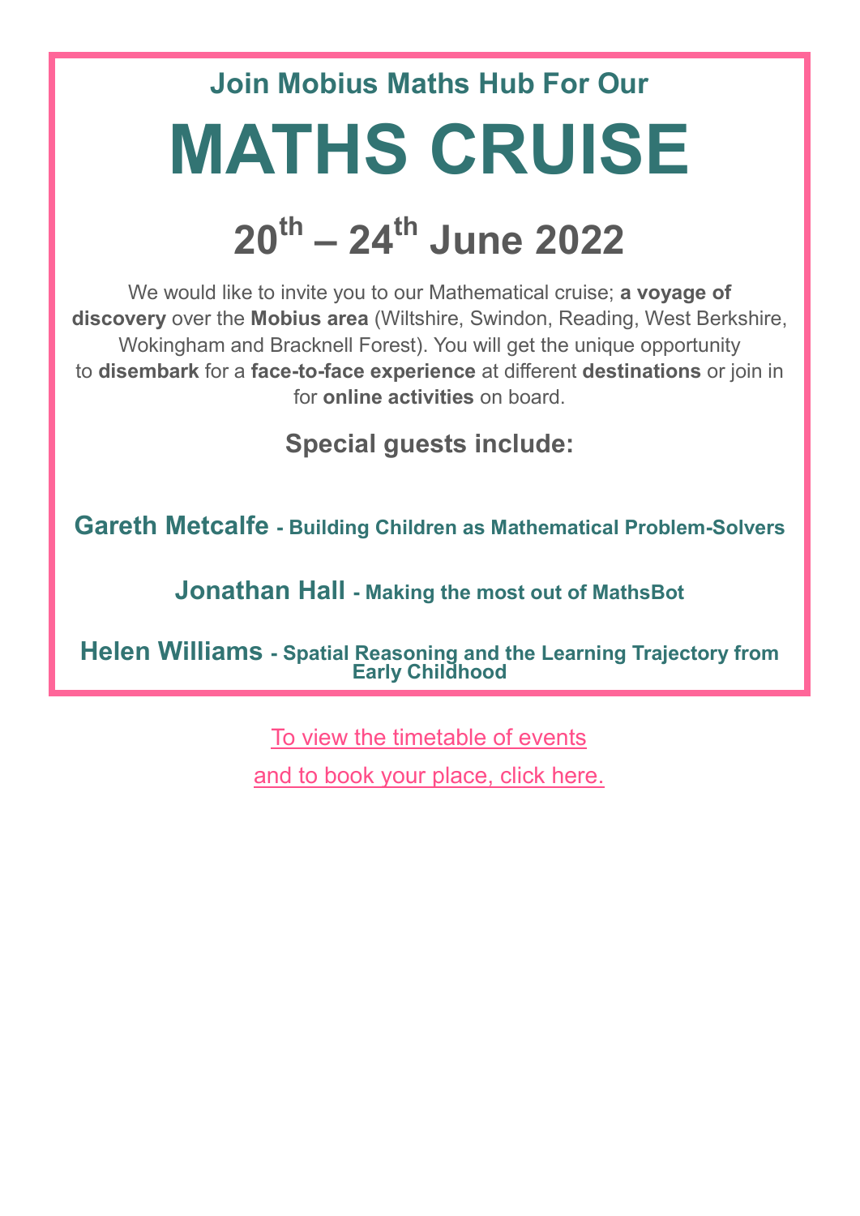### Join Mobius Maths Hub For Our

# MATHS CRUISE

## 20th – 24th June 2022

We would like to invite you to our Mathematical cruise; **a voyage of discovery** over the **Mobius area** (Wiltshire, Swindon, Reading, West Berkshire, Wokingham and Bracknell Forest). You will get the unique opportunity to **disembark** for a **face-to-face experience** at different **destinations** or join in for **online activities** on board.

### Special guests include:

**Gareth Metcalfe** - Building Children as Mathematical Problem-Solvers

**Jonathan Hall** - Making the most out of MathsBot

**Helen Williams** - Spatial Reasoning and the Learning Trajectory from Early Childhood

To view the timetable of events
and to book your place, click here.